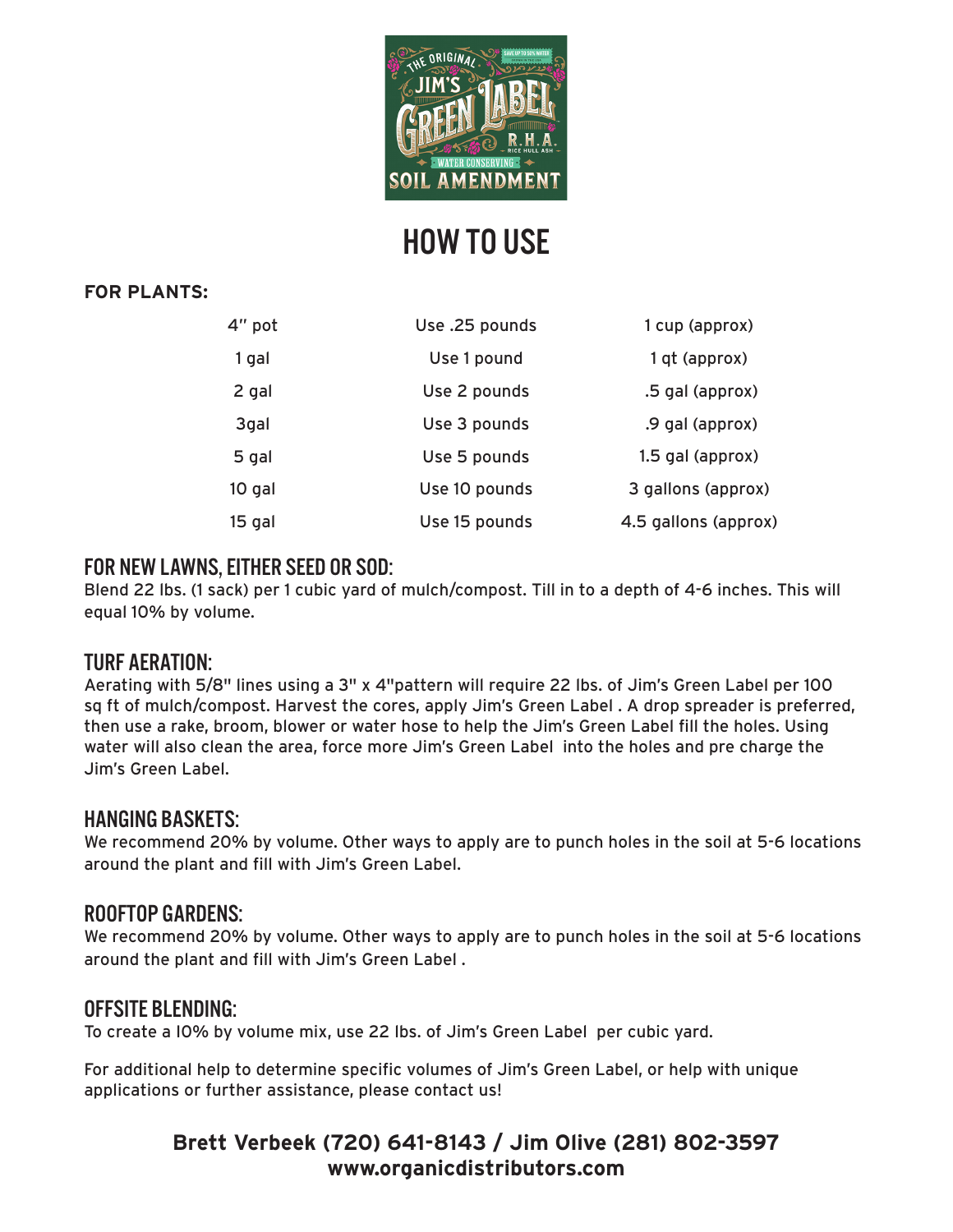# HOW TO USE

**FOR PLANTS:**

| | | |
|---|---|---|
| 4" pot | Use .25 pounds | 1 cup (approx) |
| 1 gal | Use 1 pound | 1 qt (approx) |
| 2 gal | Use 2 pounds | .5 gal (approx) |
| 3gal | Use 3 pounds | .9 gal (approx) |
| 5 gal | Use 5 pounds | 1.5 gal (approx) |
| 10 gal | Use 10 pounds | 3 gallons (approx) |
| 15 gal | Use 15 pounds | 4.5 gallons (approx) |

## FOR NEW LAWNS, EITHER SEED OR SOD:

Blend 22 lbs. (1 sack) per 1 cubic yard of mulch/compost. Till in to a depth of 4-6 inches. This will equal 10% by volume.

## TURF AERATION:

Aerating with 5/8" lines using a 3" x 4"pattern will require 22 lbs. of Jim's Green Label per 100 sq ft of mulch/compost. Harvest the cores, apply Jim's Green Label . A drop spreader is preferred, then use a rake, broom, blower or water hose to help the Jim's Green Label fill the holes. Using water will also clean the area, force more Jim's Green Label into the holes and pre charge the Jim's Green Label.

## HANGING BASKETS:

We recommend 20% by volume. Other ways to apply are to punch holes in the soil at 5-6 locations around the plant and fill with Jim's Green Label.

## ROOFTOP GARDENS:

We recommend 20% by volume. Other ways to apply are to punch holes in the soil at 5-6 locations around the plant and fill with Jim's Green Label .

## OFFSITE BLENDING:

To create a 10% by volume mix, use 22 lbs. of Jim's Green Label per cubic yard.

For additional help to determine specific volumes of Jim's Green Label, or help with unique applications or further assistance, please contact us!

**Brett Verbeek (720) 641-8143 / Jim Olive (281) 802-3597**
**www.organicdistributors.com**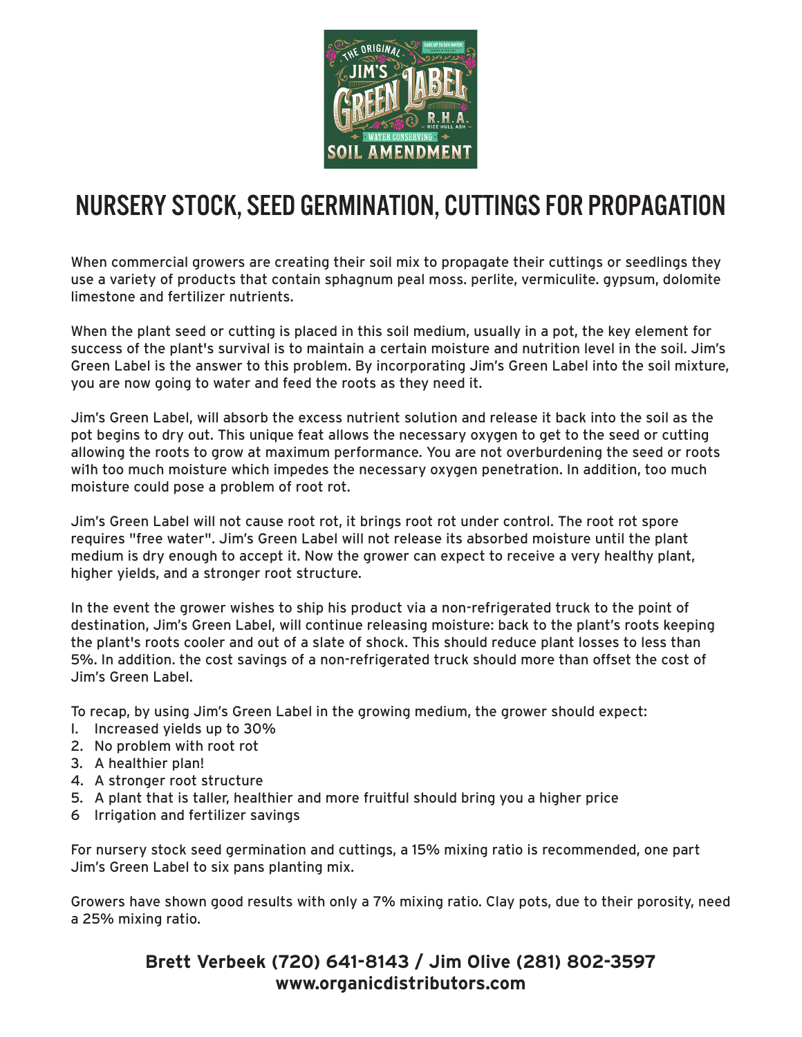# NURSERY STOCK, SEED GERMINATION, CUTTINGS FOR PROPAGATION

When commercial growers are creating their soil mix to propagate their cuttings or seedlings they use a variety of products that contain sphagnum peal moss. perlite, vermiculite. gypsum, dolomite limestone and fertilizer nutrients.

When the plant seed or cutting is placed in this soil medium, usually in a pot, the key element for success of the plant's survival is to maintain a certain moisture and nutrition level in the soil. Jim's Green Label is the answer to this problem. By incorporating Jim's Green Label into the soil mixture, you are now going to water and feed the roots as they need it.

Jim's Green Label, will absorb the excess nutrient solution and release it back into the soil as the pot begins to dry out. This unique feat allows the necessary oxygen to get to the seed or cutting allowing the roots to grow at maximum performance. You are not overburdening the seed or roots wilh too much moisture which impedes the necessary oxygen penetration. In addition, too much moisture could pose a problem of root rot.

Jim's Green Label will not cause root rot, it brings root rot under control. The root rot spore requires "free water". Jim's Green Label will not release its absorbed moisture until the plant medium is dry enough to accept it. Now the grower can expect to receive a very healthy plant, higher yields, and a stronger root structure.

In the event the grower wishes to ship his product via a non-refrigerated truck to the point of destination, Jim's Green Label, will continue releasing moisture: back to the plant's roots keeping the plant's roots cooler and out of a slate of shock. This should reduce plant losses to less than 5%. In addition. the cost savings of a non-refrigerated truck should more than offset the cost of Jim's Green Label.

To recap, by using Jim's Green Label in the growing medium, the grower should expect:

1. Increased yields up to 30%
2. No problem with root rot
3. A healthier plan!
4. A stronger root structure
5. A plant that is taller, healthier and more fruitful should bring you a higher price
6. Irrigation and fertilizer savings

For nursery stock seed germination and cuttings, a 15% mixing ratio is recommended, one part Jim's Green Label to six pans planting mix.

Growers have shown good results with only a 7% mixing ratio. Clay pots, due to their porosity, need a 25% mixing ratio.

**Brett Verbeek (720) 641-8143 / Jim Olive (281) 802-3597**
**www.organicdistributors.com**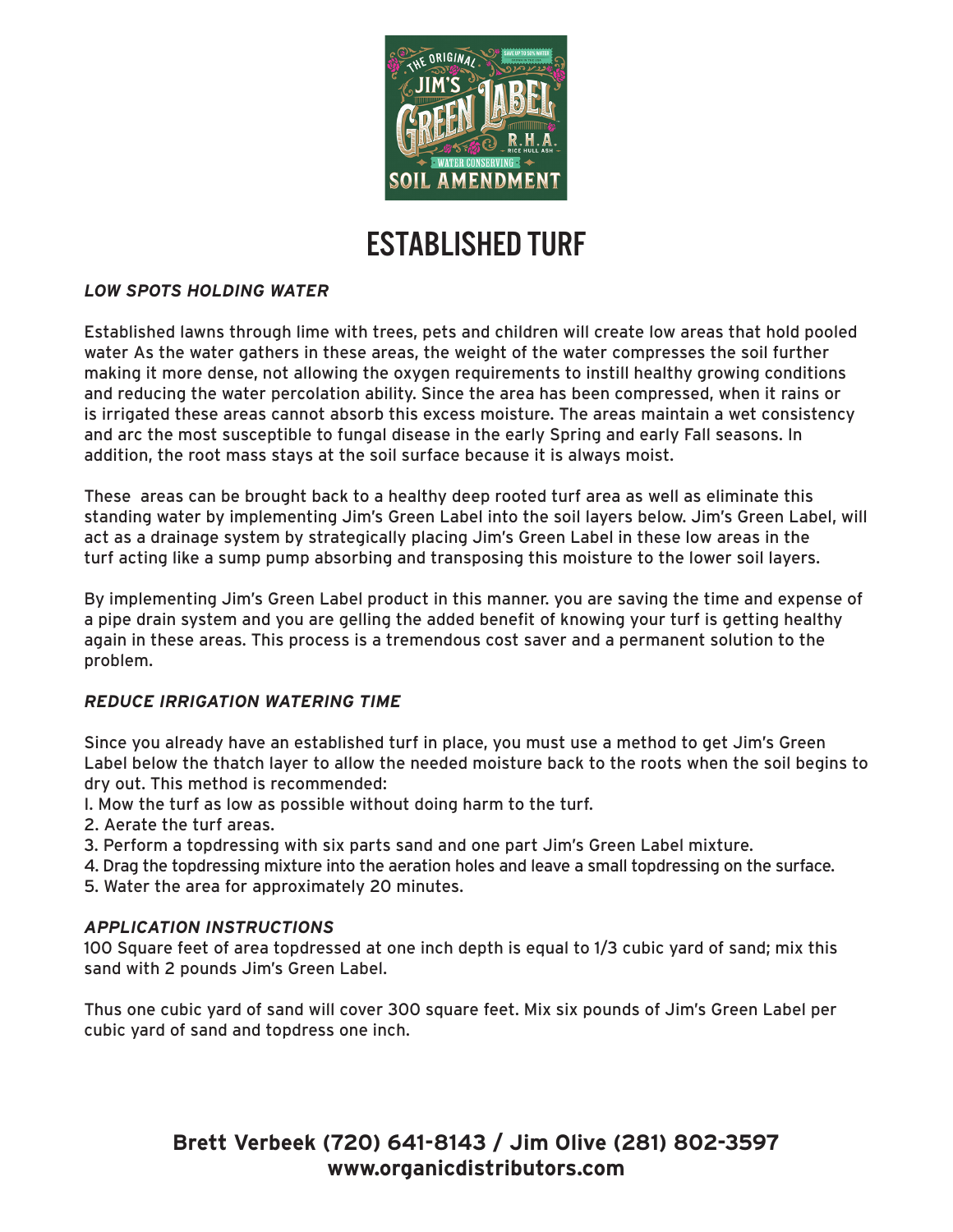# ESTABLISHED TURF

***LOW SPOTS HOLDING WATER***

Established lawns through lime with trees, pets and children will create low areas that hold pooled water As the water gathers in these areas, the weight of the water compresses the soil further making it more dense, not allowing the oxygen requirements to instill healthy growing conditions and reducing the water percolation ability. Since the area has been compressed, when it rains or is irrigated these areas cannot absorb this excess moisture. The areas maintain a wet consistency and arc the most susceptible to fungal disease in the early Spring and early Fall seasons. In addition, the root mass stays at the soil surface because it is always moist.

These areas can be brought back to a healthy deep rooted turf area as well as eliminate this standing water by implementing Jim's Green Label into the soil layers below. Jim's Green Label, will act as a drainage system by strategically placing Jim's Green Label in these low areas in the turf acting like a sump pump absorbing and transposing this moisture to the lower soil layers.

By implementing Jim's Green Label product in this manner. you are saving the time and expense of a pipe drain system and you are gelling the added benefit of knowing your turf is getting healthy again in these areas. This process is a tremendous cost saver and a permanent solution to the problem.

***REDUCE IRRIGATION WATERING TIME***

Since you already have an established turf in place, you must use a method to get Jim's Green Label below the thatch layer to allow the needed moisture back to the roots when the soil begins to dry out. This method is recommended:

I. Mow the turf as low as possible without doing harm to the turf.
2. Aerate the turf areas.
3. Perform a topdressing with six parts sand and one part Jim's Green Label mixture.
4. Drag the topdressing mixture into the aeration holes and leave a small topdressing on the surface.
5. Water the area for approximately 20 minutes.

***APPLICATION INSTRUCTIONS***

100 Square feet of area topdressed at one inch depth is equal to 1/3 cubic yard of sand; mix this sand with 2 pounds Jim's Green Label.

Thus one cubic yard of sand will cover 300 square feet. Mix six pounds of Jim's Green Label per cubic yard of sand and topdress one inch.

**Brett Verbeek (720) 641-8143 / Jim Olive (281) 802-3597**
**www.organicdistributors.com**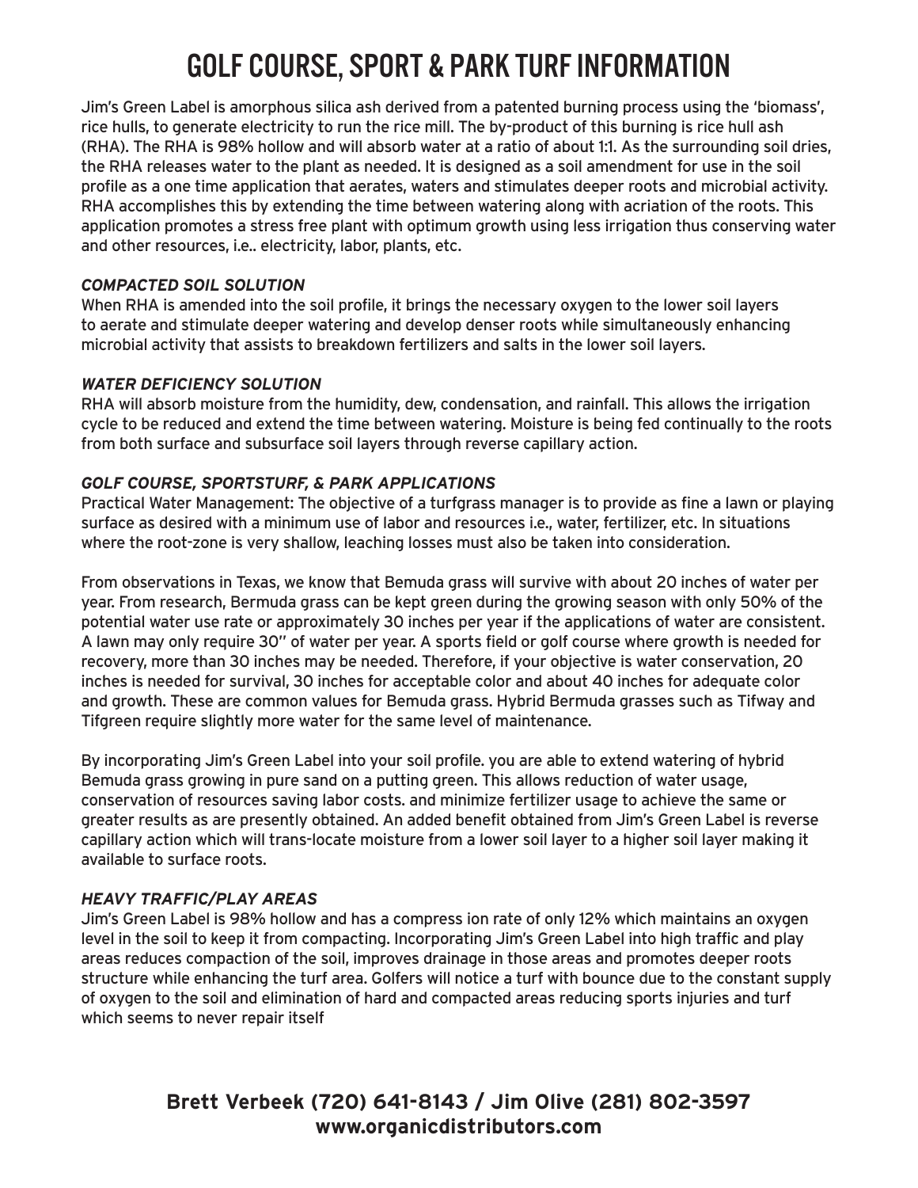# GOLF COURSE, SPORT & PARK TURF INFORMATION

Jim's Green Label is amorphous silica ash derived from a patented burning process using the 'biomass', rice hulls, to generate electricity to run the rice mill. The by-product of this burning is rice hull ash (RHA). The RHA is 98% hollow and will absorb water at a ratio of about 1:1. As the surrounding soil dries, the RHA releases water to the plant as needed. It is designed as a soil amendment for use in the soil profile as a one time application that aerates, waters and stimulates deeper roots and microbial activity. RHA accomplishes this by extending the time between watering along with acriation of the roots. This application promotes a stress free plant with optimum growth using less irrigation thus conserving water and other resources, i.e.. electricity, labor, plants, etc.

### *COMPACTED SOIL SOLUTION*

When RHA is amended into the soil profile, it brings the necessary oxygen to the lower soil layers to aerate and stimulate deeper watering and develop denser roots while simultaneously enhancing microbial activity that assists to breakdown fertilizers and salts in the lower soil layers.

### *WATER DEFICIENCY SOLUTION*

RHA will absorb moisture from the humidity, dew, condensation, and rainfall. This allows the irrigation cycle to be reduced and extend the time between watering. Moisture is being fed continually to the roots from both surface and subsurface soil layers through reverse capillary action.

### *GOLF COURSE, SPORTSTURF, & PARK APPLICATIONS*

Practical Water Management: The objective of a turfgrass manager is to provide as fine a lawn or playing surface as desired with a minimum use of labor and resources i.e., water, fertilizer, etc. In situations where the root-zone is very shallow, leaching losses must also be taken into consideration.

From observations in Texas, we know that Bemuda grass will survive with about 20 inches of water per year. From research, Bermuda grass can be kept green during the growing season with only 50% of the potential water use rate or approximately 30 inches per year if the applications of water are consistent. A lawn may only require 30" of water per year. A sports field or golf course where growth is needed for recovery, more than 30 inches may be needed. Therefore, if your objective is water conservation, 20 inches is needed for survival, 30 inches for acceptable color and about 40 inches for adequate color and growth. These are common values for Bemuda grass. Hybrid Bermuda grasses such as Tifway and Tifgreen require slightly more water for the same level of maintenance.

By incorporating Jim's Green Label into your soil profile. you are able to extend watering of hybrid Bemuda grass growing in pure sand on a putting green. This allows reduction of water usage, conservation of resources saving labor costs. and minimize fertilizer usage to achieve the same or greater results as are presently obtained. An added benefit obtained from Jim's Green Label is reverse capillary action which will trans-locate moisture from a lower soil layer to a higher soil layer making it available to surface roots.

### *HEAVY TRAFFIC/PLAY AREAS*

Jim's Green Label is 98% hollow and has a compress ion rate of only 12% which maintains an oxygen level in the soil to keep it from compacting. Incorporating Jim's Green Label into high traffic and play areas reduces compaction of the soil, improves drainage in those areas and promotes deeper roots structure while enhancing the turf area. Golfers will notice a turf with bounce due to the constant supply of oxygen to the soil and elimination of hard and compacted areas reducing sports injuries and turf which seems to never repair itself

**Brett Verbeek (720) 641-8143 / Jim Olive (281) 802-3597**
**www.organicdistributors.com**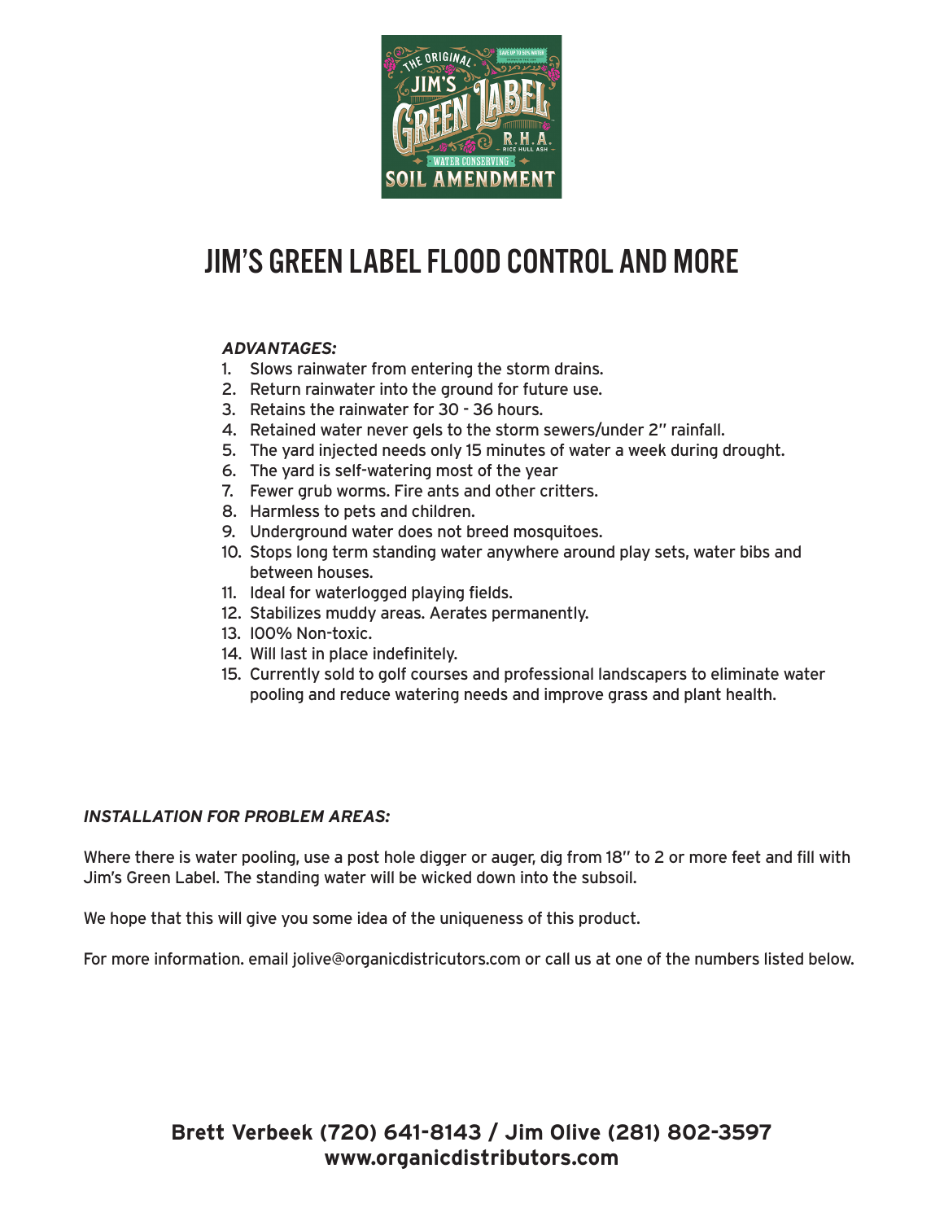# JIM'S GREEN LABEL FLOOD CONTROL AND MORE

***ADVANTAGES:***

1. Slows rainwater from entering the storm drains.
2. Return rainwater into the ground for future use.
3. Retains the rainwater for 30 - 36 hours.
4. Retained water never gels to the storm sewers/under 2" rainfall.
5. The yard injected needs only 15 minutes of water a week during drought.
6. The yard is self-watering most of the year
7. Fewer grub worms. Fire ants and other critters.
8. Harmless to pets and children.
9. Underground water does not breed mosquitoes.
10. Stops long term standing water anywhere around play sets, water bibs and between houses.
11. Ideal for waterlogged playing fields.
12. Stabilizes muddy areas. Aerates permanently.
13. 100% Non-toxic.
14. Will last in place indefinitely.
15. Currently sold to golf courses and professional landscapers to eliminate water pooling and reduce watering needs and improve grass and plant health.

***INSTALLATION FOR PROBLEM AREAS:***

Where there is water pooling, use a post hole digger or auger, dig from 18" to 2 or more feet and fill with Jim's Green Label. The standing water will be wicked down into the subsoil.

We hope that this will give you some idea of the uniqueness of this product.

For more information. email jolive@organicdistricutors.com or call us at one of the numbers listed below.

**Brett Verbeek (720) 641-8143 / Jim Olive (281) 802-3597**
**www.organicdistributors.com**